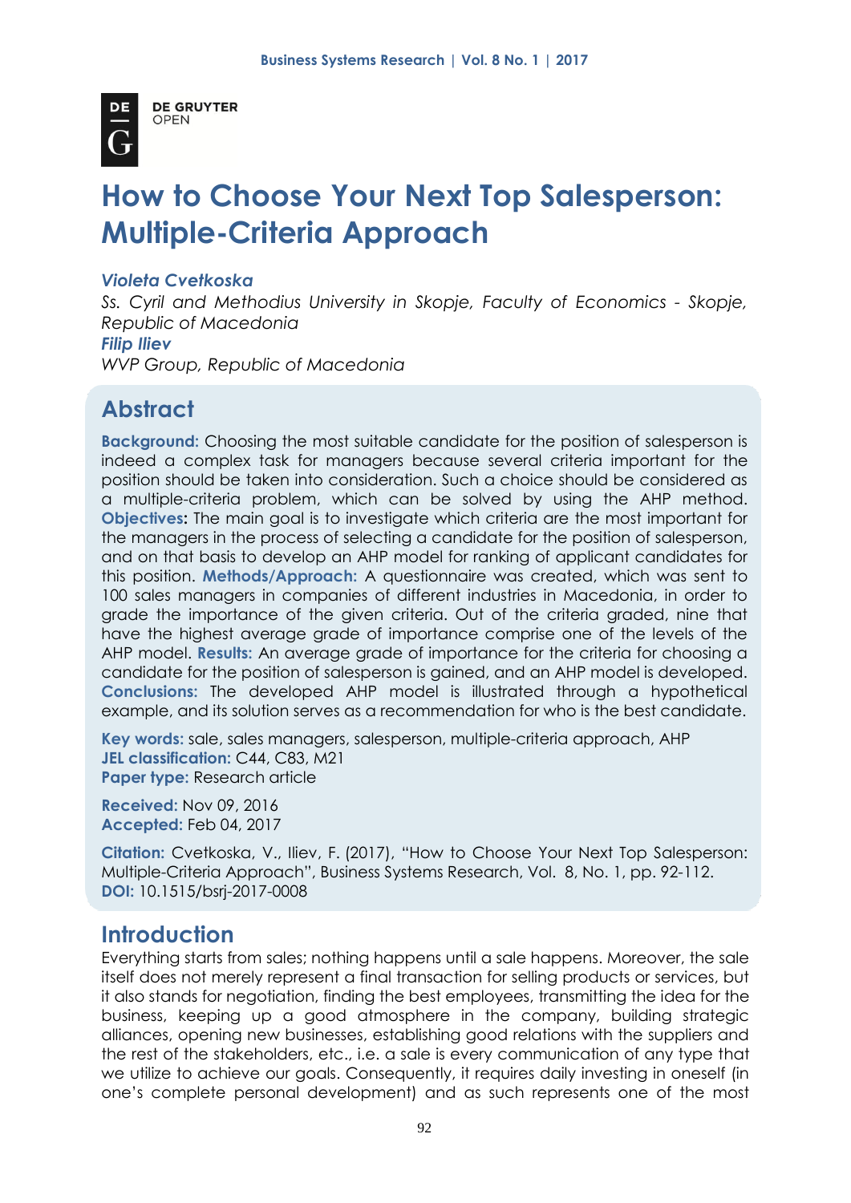# How to Choose Your Next Top Salesperson: Multiple-Criteria Approach

***Violeta Cvetkoska***
*Ss. Cyril and Methodius University in Skopje, Faculty of Economics - Skopje, Republic of Macedonia*
***Filip Iliev***
*WVP Group, Republic of Macedonia*

## Abstract

**Background:** Choosing the most suitable candidate for the position of salesperson is indeed a complex task for managers because several criteria important for the position should be taken into consideration. Such a choice should be considered as a multiple-criteria problem, which can be solved by using the AHP method. **Objectives:** The main goal is to investigate which criteria are the most important for the managers in the process of selecting a candidate for the position of salesperson, and on that basis to develop an AHP model for ranking of applicant candidates for this position. **Methods/Approach:** A questionnaire was created, which was sent to 100 sales managers in companies of different industries in Macedonia, in order to grade the importance of the given criteria. Out of the criteria graded, nine that have the highest average grade of importance comprise one of the levels of the AHP model. **Results:** An average grade of importance for the criteria for choosing a candidate for the position of salesperson is gained, and an AHP model is developed. **Conclusions:** The developed AHP model is illustrated through a hypothetical example, and its solution serves as a recommendation for who is the best candidate.

**Key words:** sale, sales managers, salesperson, multiple-criteria approach, AHP
**JEL classification:** C44, C83, M21
**Paper type:** Research article

**Received:** Nov 09, 2016
**Accepted:** Feb 04, 2017

**Citation:** Cvetkoska, V., Iliev, F. (2017), "How to Choose Your Next Top Salesperson: Multiple-Criteria Approach", Business Systems Research, Vol. 8, No. 1, pp. 92-112.
**DOI:** 10.1515/bsrj-2017-0008

## Introduction

Everything starts from sales; nothing happens until a sale happens. Moreover, the sale itself does not merely represent a final transaction for selling products or services, but it also stands for negotiation, finding the best employees, transmitting the idea for the business, keeping up a good atmosphere in the company, building strategic alliances, opening new businesses, establishing good relations with the suppliers and the rest of the stakeholders, etc., i.e. a sale is every communication of any type that we utilize to achieve our goals. Consequently, it requires daily investing in oneself (in one's complete personal development) and as such represents one of the most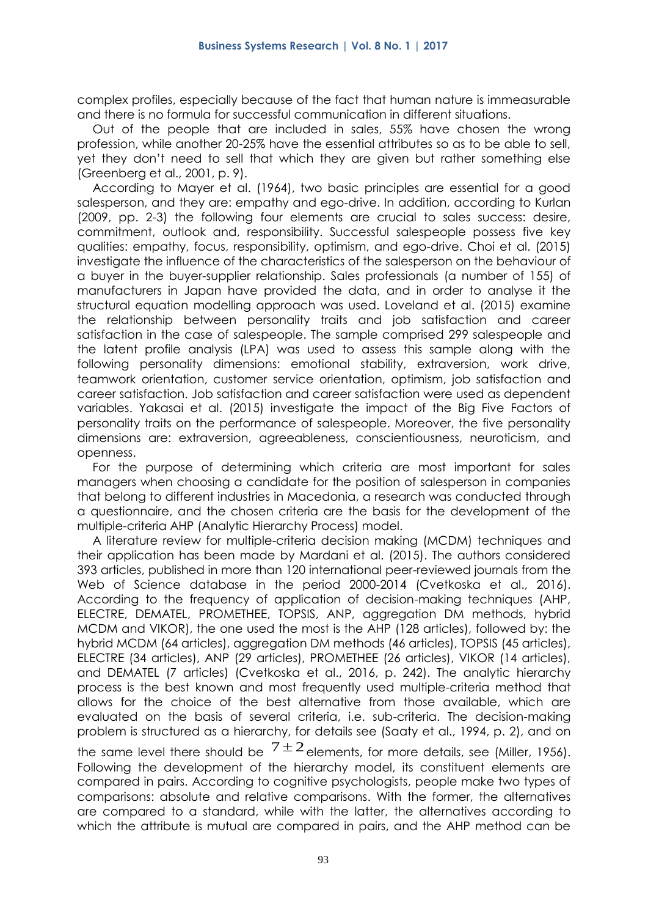complex profiles, especially because of the fact that human nature is immeasurable and there is no formula for successful communication in different situations.

Out of the people that are included in sales, 55% have chosen the wrong profession, while another 20-25% have the essential attributes so as to be able to sell, yet they don't need to sell that which they are given but rather something else (Greenberg et al., 2001, p. 9).

According to Mayer et al. (1964), two basic principles are essential for a good salesperson, and they are: empathy and ego-drive. In addition, according to Kurlan (2009, pp. 2-3) the following four elements are crucial to sales success: desire, commitment, outlook and, responsibility. Successful salespeople possess five key qualities: empathy, focus, responsibility, optimism, and ego-drive. Choi et al. (2015) investigate the influence of the characteristics of the salesperson on the behaviour of a buyer in the buyer-supplier relationship. Sales professionals (a number of 155) of manufacturers in Japan have provided the data, and in order to analyse it the structural equation modelling approach was used. Loveland et al. (2015) examine the relationship between personality traits and job satisfaction and career satisfaction in the case of salespeople. The sample comprised 299 salespeople and the latent profile analysis (LPA) was used to assess this sample along with the following personality dimensions: emotional stability, extraversion, work drive, teamwork orientation, customer service orientation, optimism, job satisfaction and career satisfaction. Job satisfaction and career satisfaction were used as dependent variables. Yakasai et al. (2015) investigate the impact of the Big Five Factors of personality traits on the performance of salespeople. Moreover, the five personality dimensions are: extraversion, agreeableness, conscientiousness, neuroticism, and openness.

For the purpose of determining which criteria are most important for sales managers when choosing a candidate for the position of salesperson in companies that belong to different industries in Macedonia, a research was conducted through a questionnaire, and the chosen criteria are the basis for the development of the multiple-criteria AHP (Analytic Hierarchy Process) model.

A literature review for multiple-criteria decision making (MCDM) techniques and their application has been made by Mardani et al. (2015). The authors considered 393 articles, published in more than 120 international peer-reviewed journals from the Web of Science database in the period 2000-2014 (Cvetkoska et al., 2016). According to the frequency of application of decision-making techniques (AHP, ELECTRE, DEMATEL, PROMETHEE, TOPSIS, ANP, aggregation DM methods, hybrid MCDM and VIKOR), the one used the most is the AHP (128 articles), followed by: the hybrid MCDM (64 articles), aggregation DM methods (46 articles), TOPSIS (45 articles), ELECTRE (34 articles), ANP (29 articles), PROMETHEE (26 articles), VIKOR (14 articles), and DEMATEL (7 articles) (Cvetkoska et al., 2016, p. 242). The analytic hierarchy process is the best known and most frequently used multiple-criteria method that allows for the choice of the best alternative from those available, which are evaluated on the basis of several criteria, i.e. sub-criteria. The decision-making problem is structured as a hierarchy, for details see (Saaty et al., 1994, p. 2), and on the same level there should be $7 \pm 2$ elements, for more details, see (Miller, 1956). Following the development of the hierarchy model, its constituent elements are compared in pairs. According to cognitive psychologists, people make two types of comparisons: absolute and relative comparisons. With the former, the alternatives are compared to a standard, while with the latter, the alternatives according to which the attribute is mutual are compared in pairs, and the AHP method can be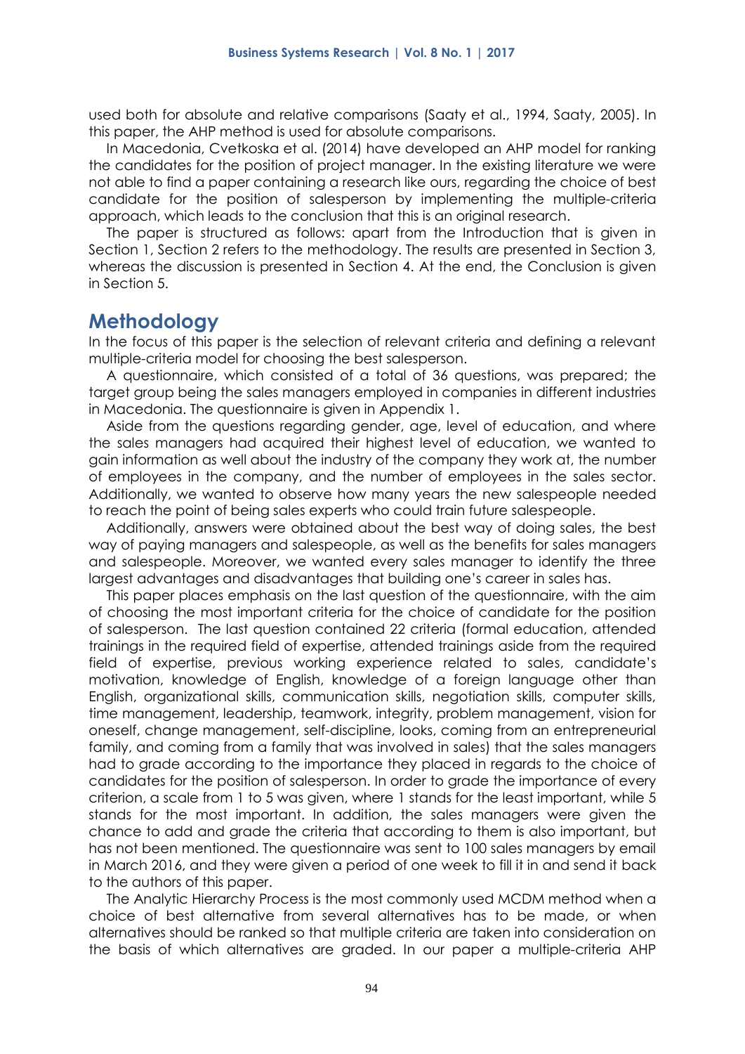used both for absolute and relative comparisons (Saaty et al., 1994, Saaty, 2005). In this paper, the AHP method is used for absolute comparisons.

In Macedonia, Cvetkoska et al. (2014) have developed an AHP model for ranking the candidates for the position of project manager. In the existing literature we were not able to find a paper containing a research like ours, regarding the choice of best candidate for the position of salesperson by implementing the multiple-criteria approach, which leads to the conclusion that this is an original research.

The paper is structured as follows: apart from the Introduction that is given in Section 1, Section 2 refers to the methodology. The results are presented in Section 3, whereas the discussion is presented in Section 4. At the end, the Conclusion is given in Section 5.

## Methodology

In the focus of this paper is the selection of relevant criteria and defining a relevant multiple-criteria model for choosing the best salesperson.

A questionnaire, which consisted of a total of 36 questions, was prepared; the target group being the sales managers employed in companies in different industries in Macedonia. The questionnaire is given in Appendix 1.

Aside from the questions regarding gender, age, level of education, and where the sales managers had acquired their highest level of education, we wanted to gain information as well about the industry of the company they work at, the number of employees in the company, and the number of employees in the sales sector. Additionally, we wanted to observe how many years the new salespeople needed to reach the point of being sales experts who could train future salespeople.

Additionally, answers were obtained about the best way of doing sales, the best way of paying managers and salespeople, as well as the benefits for sales managers and salespeople. Moreover, we wanted every sales manager to identify the three largest advantages and disadvantages that building one's career in sales has.

This paper places emphasis on the last question of the questionnaire, with the aim of choosing the most important criteria for the choice of candidate for the position of salesperson. The last question contained 22 criteria (formal education, attended trainings in the required field of expertise, attended trainings aside from the required field of expertise, previous working experience related to sales, candidate's motivation, knowledge of English, knowledge of a foreign language other than English, organizational skills, communication skills, negotiation skills, computer skills, time management, leadership, teamwork, integrity, problem management, vision for oneself, change management, self-discipline, looks, coming from an entrepreneurial family, and coming from a family that was involved in sales) that the sales managers had to grade according to the importance they placed in regards to the choice of candidates for the position of salesperson. In order to grade the importance of every criterion, a scale from 1 to 5 was given, where 1 stands for the least important, while 5 stands for the most important. In addition, the sales managers were given the chance to add and grade the criteria that according to them is also important, but has not been mentioned. The questionnaire was sent to 100 sales managers by email in March 2016, and they were given a period of one week to fill it in and send it back to the authors of this paper.

The Analytic Hierarchy Process is the most commonly used MCDM method when a choice of best alternative from several alternatives has to be made, or when alternatives should be ranked so that multiple criteria are taken into consideration on the basis of which alternatives are graded. In our paper a multiple-criteria AHP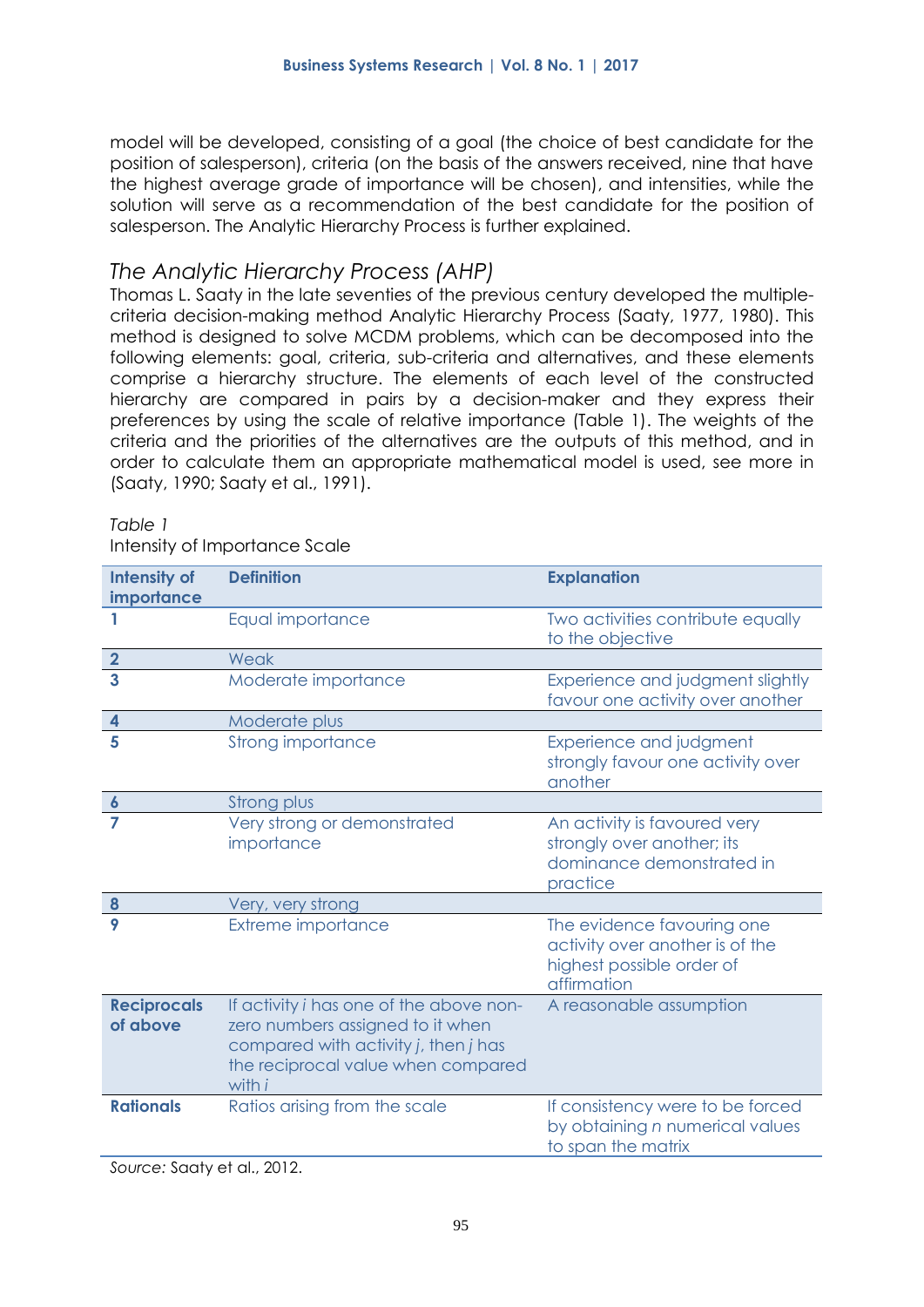model will be developed, consisting of a goal (the choice of best candidate for the position of salesperson), criteria (on the basis of the answers received, nine that have the highest average grade of importance will be chosen), and intensities, while the solution will serve as a recommendation of the best candidate for the position of salesperson. The Analytic Hierarchy Process is further explained.

## *The Analytic Hierarchy Process (AHP)*

Thomas L. Saaty in the late seventies of the previous century developed the multiple-criteria decision-making method Analytic Hierarchy Process (Saaty, 1977, 1980). This method is designed to solve MCDM problems, which can be decomposed into the following elements: goal, criteria, sub-criteria and alternatives, and these elements comprise a hierarchy structure. The elements of each level of the constructed hierarchy are compared in pairs by a decision-maker and they express their preferences by using the scale of relative importance (Table 1). The weights of the criteria and the priorities of the alternatives are the outputs of this method, and in order to calculate them an appropriate mathematical model is used, see more in (Saaty, 1990; Saaty et al., 1991).

*Table 1*
Intensity of Importance Scale

| Intensity of importance | Definition | Explanation |
|---|---|---|
| **1** | Equal importance | Two activities contribute equally to the objective |
| **2** | Weak | |
| **3** | Moderate importance | Experience and judgment slightly favour one activity over another |
| **4** | Moderate plus | |
| **5** | Strong importance | Experience and judgment strongly favour one activity over another |
| **6** | Strong plus | |
| **7** | Very strong or demonstrated importance | An activity is favoured very strongly over another; its dominance demonstrated in practice |
| **8** | Very, very strong | |
| **9** | Extreme importance | The evidence favouring one activity over another is of the highest possible order of affirmation |
| **Reciprocals of above** | If activity *i* has one of the above non-zero numbers assigned to it when compared with activity *j*, then *j* has the reciprocal value when compared with *i* | A reasonable assumption |
| **Rationals** | Ratios arising from the scale | If consistency were to be forced by obtaining *n* numerical values to span the matrix |

*Source:* Saaty et al., 2012.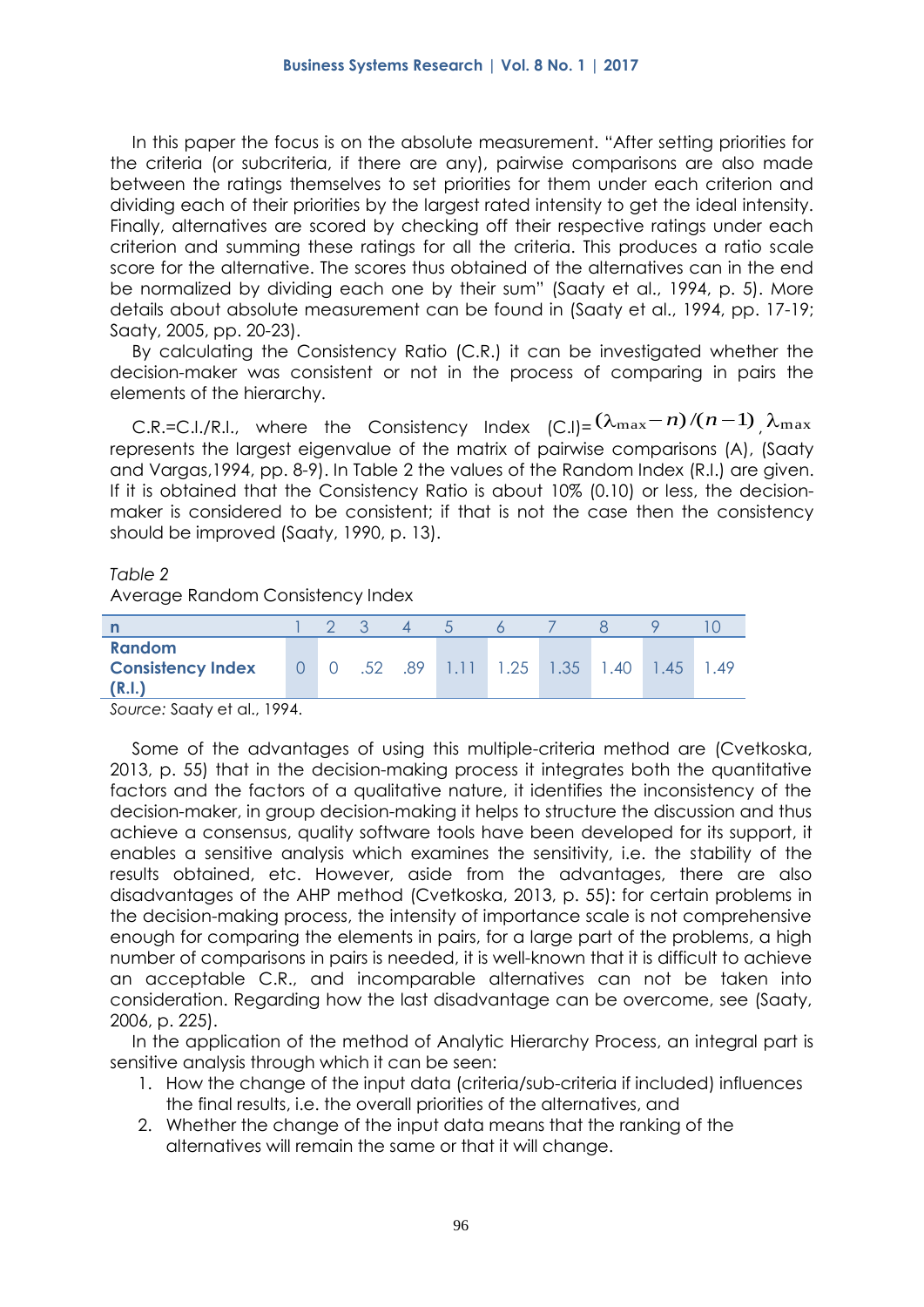In this paper the focus is on the absolute measurement. "After setting priorities for the criteria (or subcriteria, if there are any), pairwise comparisons are also made between the ratings themselves to set priorities for them under each criterion and dividing each of their priorities by the largest rated intensity to get the ideal intensity. Finally, alternatives are scored by checking off their respective ratings under each criterion and summing these ratings for all the criteria. This produces a ratio scale score for the alternative. The scores thus obtained of the alternatives can in the end be normalized by dividing each one by their sum" (Saaty et al., 1994, p. 5). More details about absolute measurement can be found in (Saaty et al., 1994, pp. 17-19; Saaty, 2005, pp. 20-23).

By calculating the Consistency Ratio (C.R.) it can be investigated whether the decision-maker was consistent or not in the process of comparing in pairs the elements of the hierarchy.

C.R.=C.I./R.I., where the Consistency Index (C.I)= $(\lambda_{\max} - n)/(n-1)$, $\lambda_{\max}$ represents the largest eigenvalue of the matrix of pairwise comparisons (A), (Saaty and Vargas,1994, pp. 8-9). In Table 2 the values of the Random Index (R.I.) are given. If it is obtained that the Consistency Ratio is about 10% (0.10) or less, the decision-maker is considered to be consistent; if that is not the case then the consistency should be improved (Saaty, 1990, p. 13).

*Table 2*

Average Random Consistency Index

| n | 1 | 2 | 3 | 4 | 5 | 6 | 7 | 8 | 9 | 10 |
|---|---|---|---|---|---|---|---|---|---|---|
| **Random Consistency Index (R.I.)** | 0 | 0 | .52 | .89 | 1.11 | 1.25 | 1.35 | 1.40 | 1.45 | 1.49 |

*Source:* Saaty et al., 1994.

Some of the advantages of using this multiple-criteria method are (Cvetkoska, 2013, p. 55) that in the decision-making process it integrates both the quantitative factors and the factors of a qualitative nature, it identifies the inconsistency of the decision-maker, in group decision-making it helps to structure the discussion and thus achieve a consensus, quality software tools have been developed for its support, it enables a sensitive analysis which examines the sensitivity, i.e. the stability of the results obtained, etc. However, aside from the advantages, there are also disadvantages of the AHP method (Cvetkoska, 2013, p. 55): for certain problems in the decision-making process, the intensity of importance scale is not comprehensive enough for comparing the elements in pairs, for a large part of the problems, a high number of comparisons in pairs is needed, it is well-known that it is difficult to achieve an acceptable C.R., and incomparable alternatives can not be taken into consideration. Regarding how the last disadvantage can be overcome, see (Saaty, 2006, p. 225).

In the application of the method of Analytic Hierarchy Process, an integral part is sensitive analysis through which it can be seen:

1. How the change of the input data (criteria/sub-criteria if included) influences the final results, i.e. the overall priorities of the alternatives, and
2. Whether the change of the input data means that the ranking of the alternatives will remain the same or that it will change.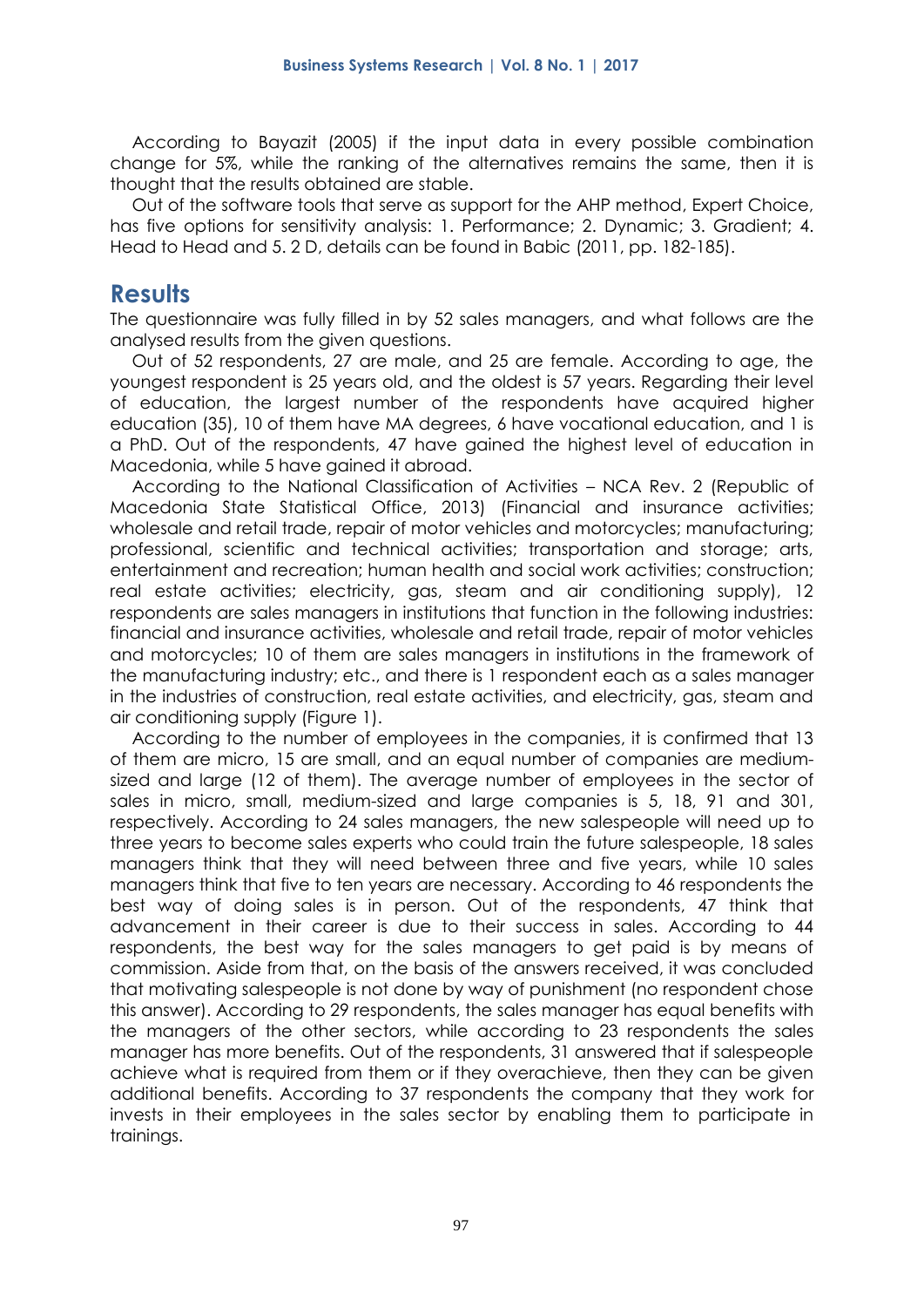According to Bayazit (2005) if the input data in every possible combination change for 5%, while the ranking of the alternatives remains the same, then it is thought that the results obtained are stable.

Out of the software tools that serve as support for the AHP method, Expert Choice, has five options for sensitivity analysis: 1. Performance; 2. Dynamic; 3. Gradient; 4. Head to Head and 5. 2 D, details can be found in Babic (2011, pp. 182-185).

## Results

The questionnaire was fully filled in by 52 sales managers, and what follows are the analysed results from the given questions.

Out of 52 respondents, 27 are male, and 25 are female. According to age, the youngest respondent is 25 years old, and the oldest is 57 years. Regarding their level of education, the largest number of the respondents have acquired higher education (35), 10 of them have MA degrees, 6 have vocational education, and 1 is a PhD. Out of the respondents, 47 have gained the highest level of education in Macedonia, while 5 have gained it abroad.

According to the National Classification of Activities – NCA Rev. 2 (Republic of Macedonia State Statistical Office, 2013) (Financial and insurance activities; wholesale and retail trade, repair of motor vehicles and motorcycles; manufacturing; professional, scientific and technical activities; transportation and storage; arts, entertainment and recreation; human health and social work activities; construction; real estate activities; electricity, gas, steam and air conditioning supply), 12 respondents are sales managers in institutions that function in the following industries: financial and insurance activities, wholesale and retail trade, repair of motor vehicles and motorcycles; 10 of them are sales managers in institutions in the framework of the manufacturing industry; etc., and there is 1 respondent each as a sales manager in the industries of construction, real estate activities, and electricity, gas, steam and air conditioning supply (Figure 1).

According to the number of employees in the companies, it is confirmed that 13 of them are micro, 15 are small, and an equal number of companies are medium-sized and large (12 of them). The average number of employees in the sector of sales in micro, small, medium-sized and large companies is 5, 18, 91 and 301, respectively. According to 24 sales managers, the new salespeople will need up to three years to become sales experts who could train the future salespeople, 18 sales managers think that they will need between three and five years, while 10 sales managers think that five to ten years are necessary. According to 46 respondents the best way of doing sales is in person. Out of the respondents, 47 think that advancement in their career is due to their success in sales. According to 44 respondents, the best way for the sales managers to get paid is by means of commission. Aside from that, on the basis of the answers received, it was concluded that motivating salespeople is not done by way of punishment (no respondent chose this answer). According to 29 respondents, the sales manager has equal benefits with the managers of the other sectors, while according to 23 respondents the sales manager has more benefits. Out of the respondents, 31 answered that if salespeople achieve what is required from them or if they overachieve, then they can be given additional benefits. According to 37 respondents the company that they work for invests in their employees in the sales sector by enabling them to participate in trainings.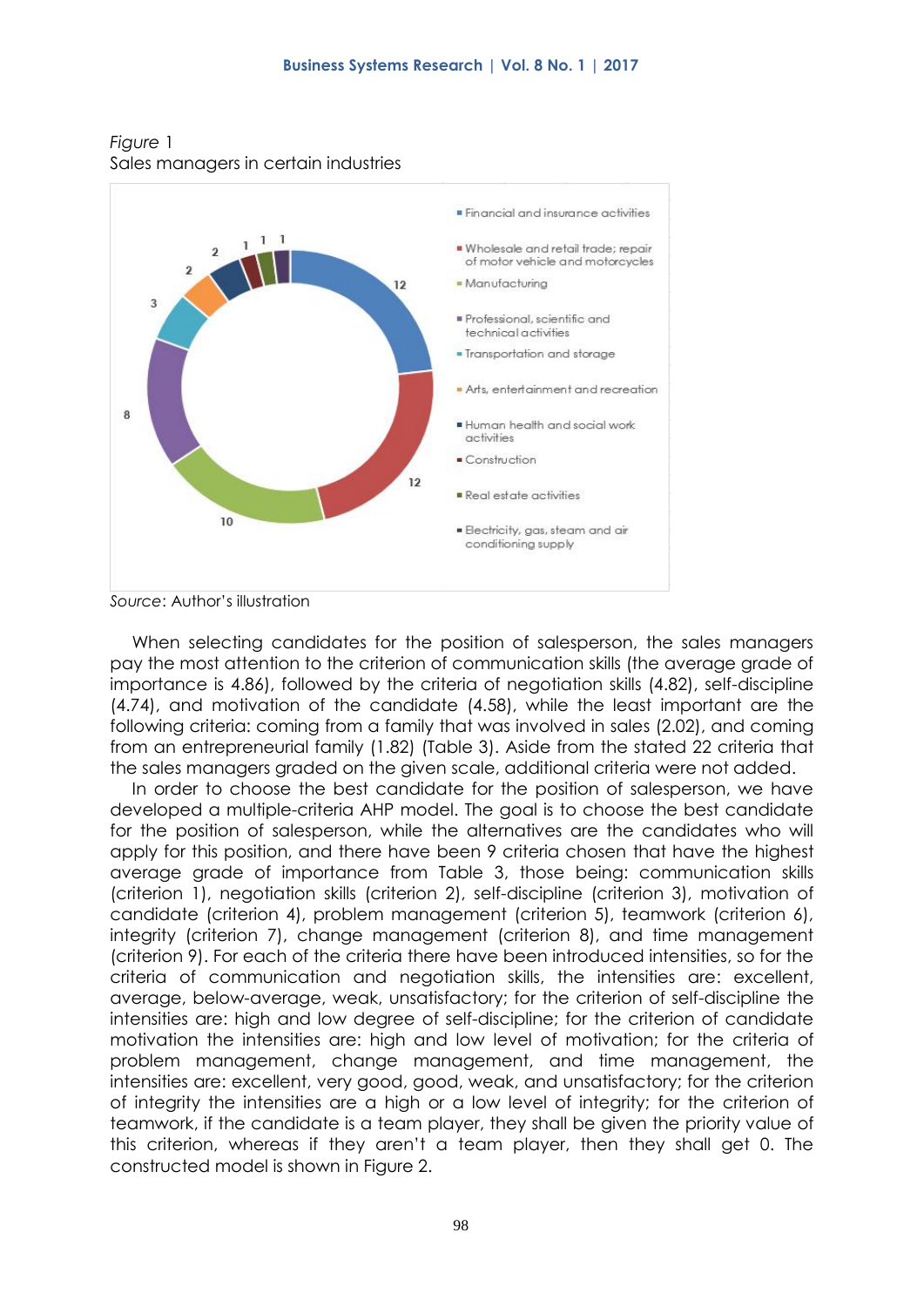*Figure* 1
Sales managers in certain industries

*Source*: Author's illustration

When selecting candidates for the position of salesperson, the sales managers pay the most attention to the criterion of communication skills (the average grade of importance is 4.86), followed by the criteria of negotiation skills (4.82), self-discipline (4.74), and motivation of the candidate (4.58), while the least important are the following criteria: coming from a family that was involved in sales (2.02), and coming from an entrepreneurial family (1.82) (Table 3). Aside from the stated 22 criteria that the sales managers graded on the given scale, additional criteria were not added.

In order to choose the best candidate for the position of salesperson, we have developed a multiple-criteria AHP model. The goal is to choose the best candidate for the position of salesperson, while the alternatives are the candidates who will apply for this position, and there have been 9 criteria chosen that have the highest average grade of importance from Table 3, those being: communication skills (criterion 1), negotiation skills (criterion 2), self-discipline (criterion 3), motivation of candidate (criterion 4), problem management (criterion 5), teamwork (criterion 6), integrity (criterion 7), change management (criterion 8), and time management (criterion 9). For each of the criteria there have been introduced intensities, so for the criteria of communication and negotiation skills, the intensities are: excellent, average, below-average, weak, unsatisfactory; for the criterion of self-discipline the intensities are: high and low degree of self-discipline; for the criterion of candidate motivation the intensities are: high and low level of motivation; for the criteria of problem management, change management, and time management, the intensities are: excellent, very good, good, weak, and unsatisfactory; for the criterion of integrity the intensities are a high or a low level of integrity; for the criterion of teamwork, if the candidate is a team player, they shall be given the priority value of this criterion, whereas if they aren't a team player, then they shall get 0. The constructed model is shown in Figure 2.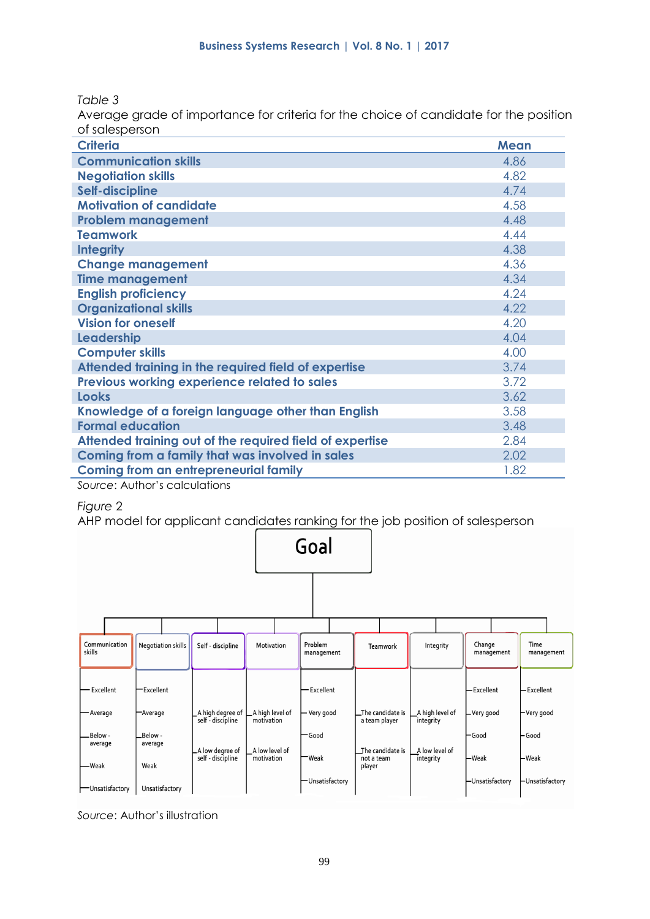*Table 3*
Average grade of importance for criteria for the choice of candidate for the position of salesperson

| Criteria | Mean |
|---|---|
| Communication skills | 4.86 |
| Negotiation skills | 4.82 |
| Self-discipline | 4.74 |
| Motivation of candidate | 4.58 |
| Problem management | 4.48 |
| Teamwork | 4.44 |
| Integrity | 4.38 |
| Change management | 4.36 |
| Time management | 4.34 |
| English proficiency | 4.24 |
| Organizational skills | 4.22 |
| Vision for oneself | 4.20 |
| Leadership | 4.04 |
| Computer skills | 4.00 |
| Attended training in the required field of expertise | 3.74 |
| Previous working experience related to sales | 3.72 |
| Looks | 3.62 |
| Knowledge of a foreign language other than English | 3.58 |
| Formal education | 3.48 |
| Attended training out of the required field of expertise | 2.84 |
| Coming from a family that was involved in sales | 2.02 |
| Coming from an entrepreneurial family | 1.82 |

*Source*: Author's calculations

*Figure 2*
AHP model for applicant candidates ranking for the job position of salesperson

Goal

| Communication skills | Negotiation skills | Self - discipline | Motivation | Problem management | Teamwork | Integrity | Change management | Time management |
|---|---|---|---|---|---|---|---|---|
| Excellent | Excellent | A high degree of self - discipline | A high level of motivation | Excellent | The candidate is a team player | A high level of integrity | Excellent | Excellent |
| Average | Average | A low degree of self - discipline | A low level of motivation | Very good | The candidate is not a team player | A low level of integrity | Very good | Very good |
| Below - average | Below - average | | | Good | | | Good | Good |
| Weak | Weak | | | Weak | | | Weak | Weak |
| Unsatisfactory | Unsatisfactory | | | Unsatisfactory | | | Unsatisfactory | Unsatisfactory |

*Source*: Author's illustration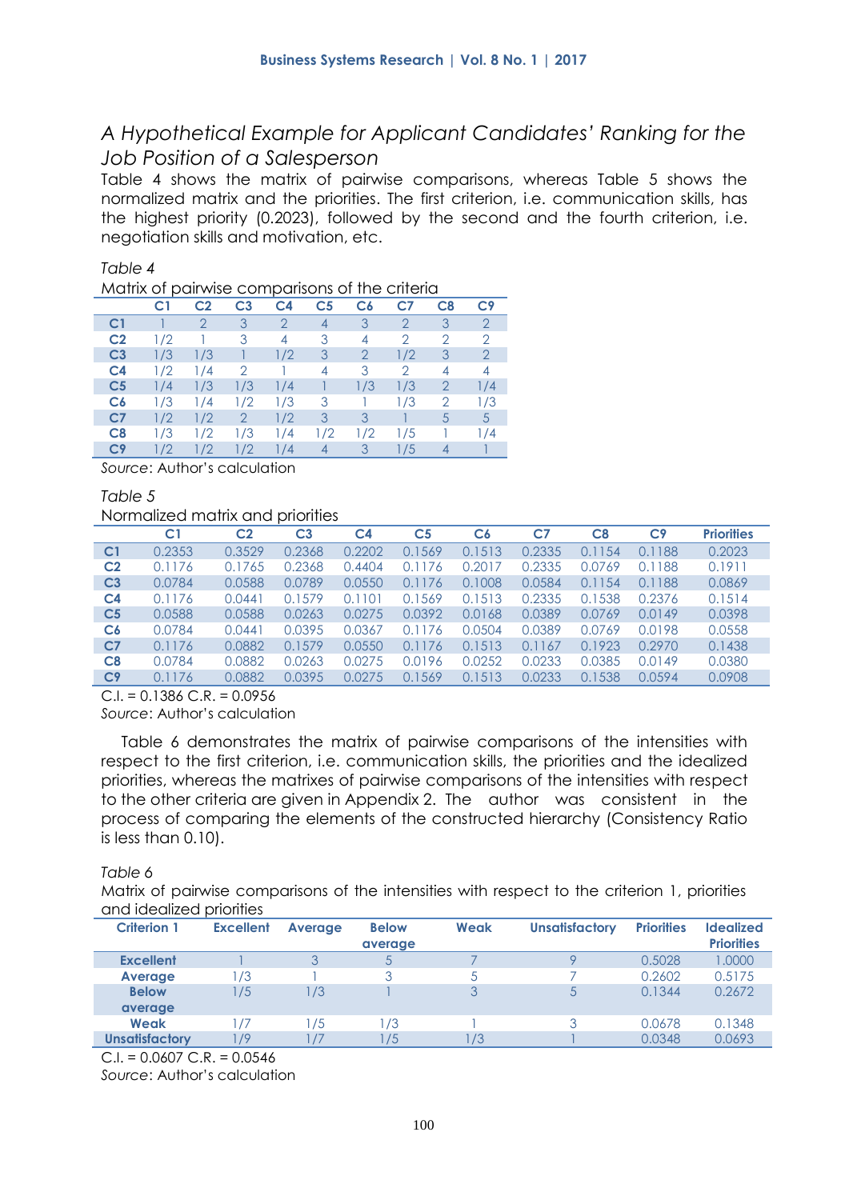## A Hypothetical Example for Applicant Candidates' Ranking for the Job Position of a Salesperson

Table 4 shows the matrix of pairwise comparisons, whereas Table 5 shows the normalized matrix and the priorities. The first criterion, i.e. communication skills, has the highest priority (0.2023), followed by the second and the fourth criterion, i.e. negotiation skills and motivation, etc.

*Table 4*

Matrix of pairwise comparisons of the criteria

| | C1 | C2 | C3 | C4 | C5 | C6 | C7 | C8 | C9 |
|---|---|---|---|---|---|---|---|---|---|
| **C1** | 1 | 2 | 3 | 2 | 4 | 3 | 2 | 3 | 2 |
| **C2** | 1/2 | 1 | 3 | 4 | 3 | 4 | 2 | 2 | 2 |
| **C3** | 1/3 | 1/3 | 1 | 1/2 | 3 | 2 | 1/2 | 3 | 2 |
| **C4** | 1/2 | 1/4 | 2 | 1 | 4 | 3 | 2 | 4 | 4 |
| **C5** | 1/4 | 1/3 | 1/3 | 1/4 | 1 | 1/3 | 1/3 | 2 | 1/4 |
| **C6** | 1/3 | 1/4 | 1/2 | 1/3 | 3 | 1 | 1/3 | 2 | 1/3 |
| **C7** | 1/2 | 1/2 | 2 | 1/2 | 3 | 3 | 1 | 5 | 5 |
| **C8** | 1/3 | 1/2 | 1/3 | 1/4 | 1/2 | 1/2 | 1/5 | 1 | 1/4 |
| **C9** | 1/2 | 1/2 | 1/2 | 1/4 | 4 | 3 | 1/5 | 4 | 1 |

*Source*: Author's calculation

*Table 5*

Normalized matrix and priorities

| | C1 | C2 | C3 | C4 | C5 | C6 | C7 | C8 | C9 | Priorities |
|---|---|---|---|---|---|---|---|---|---|---|
| **C1** | 0.2353 | 0.3529 | 0.2368 | 0.2202 | 0.1569 | 0.1513 | 0.2335 | 0.1154 | 0.1188 | 0.2023 |
| **C2** | 0.1176 | 0.1765 | 0.2368 | 0.4404 | 0.1176 | 0.2017 | 0.2335 | 0.0769 | 0.1188 | 0.1911 |
| **C3** | 0.0784 | 0.0588 | 0.0789 | 0.0550 | 0.1176 | 0.1008 | 0.0584 | 0.1154 | 0.1188 | 0.0869 |
| **C4** | 0.1176 | 0.0441 | 0.1579 | 0.1101 | 0.1569 | 0.1513 | 0.2335 | 0.1538 | 0.2376 | 0.1514 |
| **C5** | 0.0588 | 0.0588 | 0.0263 | 0.0275 | 0.0392 | 0.0168 | 0.0389 | 0.0769 | 0.0149 | 0.0398 |
| **C6** | 0.0784 | 0.0441 | 0.0395 | 0.0367 | 0.1176 | 0.0504 | 0.0389 | 0.0769 | 0.0198 | 0.0558 |
| **C7** | 0.1176 | 0.0882 | 0.1579 | 0.0550 | 0.1176 | 0.1513 | 0.1167 | 0.1923 | 0.2970 | 0.1438 |
| **C8** | 0.0784 | 0.0882 | 0.0263 | 0.0275 | 0.0196 | 0.0252 | 0.0233 | 0.0385 | 0.0149 | 0.0380 |
| **C9** | 0.1176 | 0.0882 | 0.0395 | 0.0275 | 0.1569 | 0.1513 | 0.0233 | 0.1538 | 0.0594 | 0.0908 |

C.I. = 0.1386 C.R. = 0.0956

*Source*: Author's calculation

Table 6 demonstrates the matrix of pairwise comparisons of the intensities with respect to the first criterion, i.e. communication skills, the priorities and the idealized priorities, whereas the matrixes of pairwise comparisons of the intensities with respect to the other criteria are given in Appendix 2. The author was consistent in the process of comparing the elements of the constructed hierarchy (Consistency Ratio is less than 0.10).

*Table 6*

Matrix of pairwise comparisons of the intensities with respect to the criterion 1, priorities and idealized priorities

| Criterion 1 | Excellent | Average | Below average | Weak | Unsatisfactory | Priorities | Idealized Priorities |
|---|---|---|---|---|---|---|---|
| **Excellent** | 1 | 3 | 5 | 7 | 9 | 0.5028 | 1.0000 |
| **Average** | 1/3 | 1 | 3 | 5 | 7 | 0.2602 | 0.5175 |
| **Below average** | 1/5 | 1/3 | 1 | 3 | 5 | 0.1344 | 0.2672 |
| **Weak** | 1/7 | 1/5 | 1/3 | 1 | 3 | 0.0678 | 0.1348 |
| **Unsatisfactory** | 1/9 | 1/7 | 1/5 | 1/3 | 1 | 0.0348 | 0.0693 |

C.I. = 0.0607 C.R. = 0.0546

*Source*: Author's calculation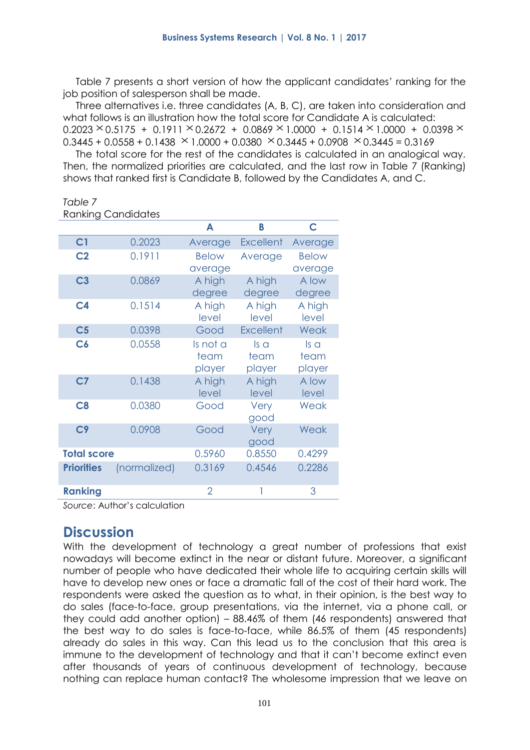Table 7 presents a short version of how the applicant candidates' ranking for the job position of salesperson shall be made.

Three alternatives i.e. three candidates (A, B, C), are taken into consideration and what follows is an illustration how the total score for Candidate A is calculated:
$0.2023 \times 0.5175 + 0.1911 \times 0.2672 + 0.0869 \times 1.0000 + 0.1514 \times 1.0000 + 0.0398 \times 0.3445 + 0.0558 + 0.1438 \times 1.0000 + 0.0380 \times 0.3445 + 0.0908 \times 0.3445 = 0.3169$

The total score for the rest of the candidates is calculated in an analogical way. Then, the normalized priorities are calculated, and the last row in Table 7 (Ranking) shows that ranked first is Candidate B, followed by the Candidates A, and C.

*Table 7*
Ranking Candidates

| | | A | B | C |
|---|---|---|---|---|
| **C1** | 0.2023 | Average | Excellent | Average |
| **C2** | 0.1911 | Below average | Average | Below average |
| **C3** | 0.0869 | A high degree | A high degree | A low degree |
| **C4** | 0.1514 | A high level | A high level | A high level |
| **C5** | 0.0398 | Good | Excellent | Weak |
| **C6** | 0.0558 | Is not a team player | Is a team player | Is a team player |
| **C7** | 0.1438 | A high level | A high level | A low level |
| **C8** | 0.0380 | Good | Very good | Weak |
| **C9** | 0.0908 | Good | Very good | Weak |
| **Total score** | | 0.5960 | 0.8550 | 0.4299 |
| **Priorities** | (normalized) | 0.3169 | 0.4546 | 0.2286 |
| **Ranking** | | 2 | 1 | 3 |

*Source*: Author's calculation

## Discussion

With the development of technology a great number of professions that exist nowadays will become extinct in the near or distant future. Moreover, a significant number of people who have dedicated their whole life to acquiring certain skills will have to develop new ones or face a dramatic fall of the cost of their hard work. The respondents were asked the question as to what, in their opinion, is the best way to do sales (face-to-face, group presentations, via the internet, via a phone call, or they could add another option) – 88.46% of them (46 respondents) answered that the best way to do sales is face-to-face, while 86.5% of them (45 respondents) already do sales in this way. Can this lead us to the conclusion that this area is immune to the development of technology and that it can't become extinct even after thousands of years of continuous development of technology, because nothing can replace human contact? The wholesome impression that we leave on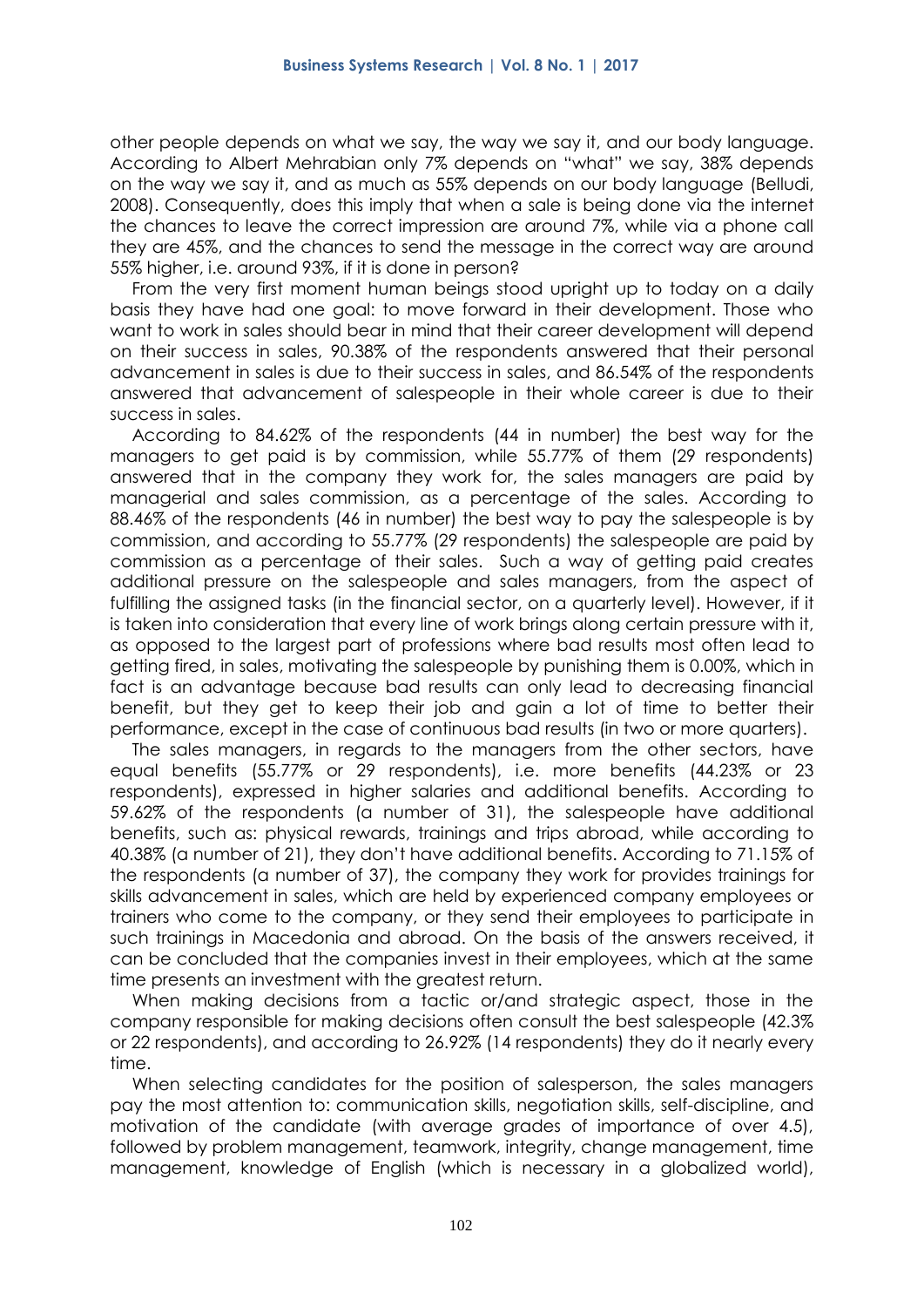other people depends on what we say, the way we say it, and our body language. According to Albert Mehrabian only 7% depends on "what" we say, 38% depends on the way we say it, and as much as 55% depends on our body language (Belludi, 2008). Consequently, does this imply that when a sale is being done via the internet the chances to leave the correct impression are around 7%, while via a phone call they are 45%, and the chances to send the message in the correct way are around 55% higher, i.e. around 93%, if it is done in person?

From the very first moment human beings stood upright up to today on a daily basis they have had one goal: to move forward in their development. Those who want to work in sales should bear in mind that their career development will depend on their success in sales, 90.38% of the respondents answered that their personal advancement in sales is due to their success in sales, and 86.54% of the respondents answered that advancement of salespeople in their whole career is due to their success in sales.

According to 84.62% of the respondents (44 in number) the best way for the managers to get paid is by commission, while 55.77% of them (29 respondents) answered that in the company they work for, the sales managers are paid by managerial and sales commission, as a percentage of the sales. According to 88.46% of the respondents (46 in number) the best way to pay the salespeople is by commission, and according to 55.77% (29 respondents) the salespeople are paid by commission as a percentage of their sales. Such a way of getting paid creates additional pressure on the salespeople and sales managers, from the aspect of fulfilling the assigned tasks (in the financial sector, on a quarterly level). However, if it is taken into consideration that every line of work brings along certain pressure with it, as opposed to the largest part of professions where bad results most often lead to getting fired, in sales, motivating the salespeople by punishing them is 0.00%, which in fact is an advantage because bad results can only lead to decreasing financial benefit, but they get to keep their job and gain a lot of time to better their performance, except in the case of continuous bad results (in two or more quarters).

The sales managers, in regards to the managers from the other sectors, have equal benefits (55.77% or 29 respondents), i.e. more benefits (44.23% or 23 respondents), expressed in higher salaries and additional benefits. According to 59.62% of the respondents (a number of 31), the salespeople have additional benefits, such as: physical rewards, trainings and trips abroad, while according to 40.38% (a number of 21), they don't have additional benefits. According to 71.15% of the respondents (a number of 37), the company they work for provides trainings for skills advancement in sales, which are held by experienced company employees or trainers who come to the company, or they send their employees to participate in such trainings in Macedonia and abroad. On the basis of the answers received, it can be concluded that the companies invest in their employees, which at the same time presents an investment with the greatest return.

When making decisions from a tactic or/and strategic aspect, those in the company responsible for making decisions often consult the best salespeople (42.3% or 22 respondents), and according to 26.92% (14 respondents) they do it nearly every time.

When selecting candidates for the position of salesperson, the sales managers pay the most attention to: communication skills, negotiation skills, self-discipline, and motivation of the candidate (with average grades of importance of over 4.5), followed by problem management, teamwork, integrity, change management, time management, knowledge of English (which is necessary in a globalized world),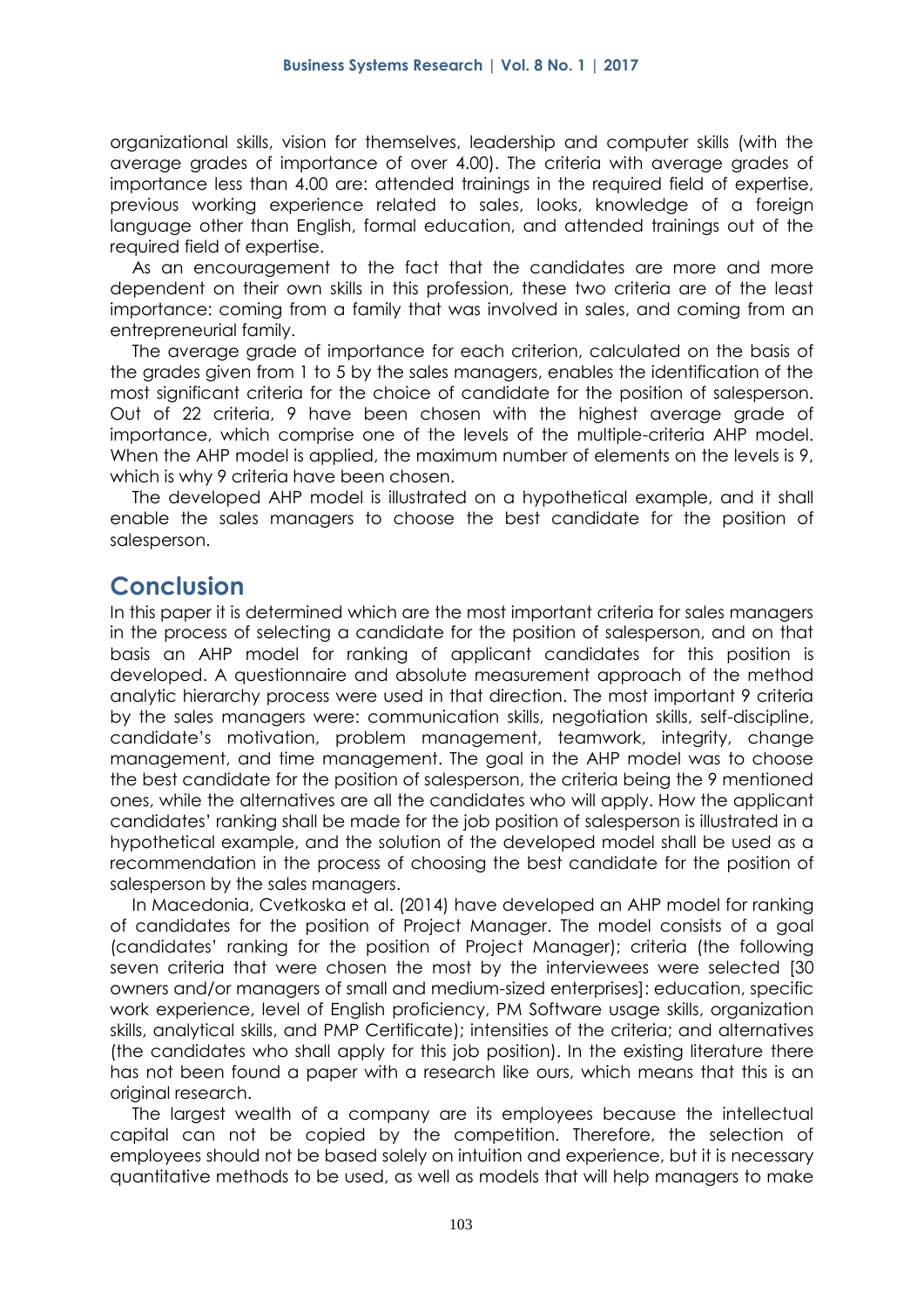organizational skills, vision for themselves, leadership and computer skills (with the average grades of importance of over 4.00). The criteria with average grades of importance less than 4.00 are: attended trainings in the required field of expertise, previous working experience related to sales, looks, knowledge of a foreign language other than English, formal education, and attended trainings out of the required field of expertise.

As an encouragement to the fact that the candidates are more and more dependent on their own skills in this profession, these two criteria are of the least importance: coming from a family that was involved in sales, and coming from an entrepreneurial family.

The average grade of importance for each criterion, calculated on the basis of the grades given from 1 to 5 by the sales managers, enables the identification of the most significant criteria for the choice of candidate for the position of salesperson. Out of 22 criteria, 9 have been chosen with the highest average grade of importance, which comprise one of the levels of the multiple-criteria AHP model. When the AHP model is applied, the maximum number of elements on the levels is 9, which is why 9 criteria have been chosen.

The developed AHP model is illustrated on a hypothetical example, and it shall enable the sales managers to choose the best candidate for the position of salesperson.

## Conclusion

In this paper it is determined which are the most important criteria for sales managers in the process of selecting a candidate for the position of salesperson, and on that basis an AHP model for ranking of applicant candidates for this position is developed. A questionnaire and absolute measurement approach of the method analytic hierarchy process were used in that direction. The most important 9 criteria by the sales managers were: communication skills, negotiation skills, self-discipline, candidate's motivation, problem management, teamwork, integrity, change management, and time management. The goal in the AHP model was to choose the best candidate for the position of salesperson, the criteria being the 9 mentioned ones, while the alternatives are all the candidates who will apply. How the applicant candidates' ranking shall be made for the job position of salesperson is illustrated in a hypothetical example, and the solution of the developed model shall be used as a recommendation in the process of choosing the best candidate for the position of salesperson by the sales managers.

In Macedonia, Cvetkoska et al. (2014) have developed an AHP model for ranking of candidates for the position of Project Manager. The model consists of a goal (candidates' ranking for the position of Project Manager); criteria (the following seven criteria that were chosen the most by the interviewees were selected [30 owners and/or managers of small and medium-sized enterprises]: education, specific work experience, level of English proficiency, PM Software usage skills, organization skills, analytical skills, and PMP Certificate); intensities of the criteria; and alternatives (the candidates who shall apply for this job position). In the existing literature there has not been found a paper with a research like ours, which means that this is an original research.

The largest wealth of a company are its employees because the intellectual capital can not be copied by the competition. Therefore, the selection of employees should not be based solely on intuition and experience, but it is necessary quantitative methods to be used, as well as models that will help managers to make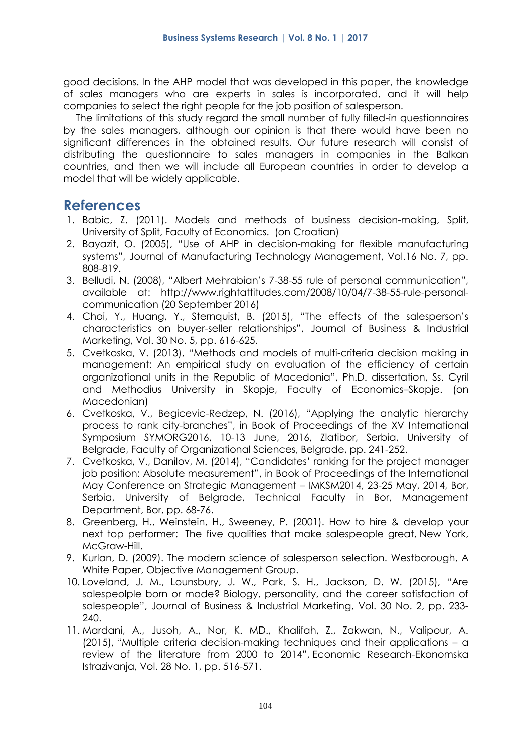good decisions. In the AHP model that was developed in this paper, the knowledge of sales managers who are experts in sales is incorporated, and it will help companies to select the right people for the job position of salesperson.

The limitations of this study regard the small number of fully filled-in questionnaires by the sales managers, although our opinion is that there would have been no significant differences in the obtained results. Our future research will consist of distributing the questionnaire to sales managers in companies in the Balkan countries, and then we will include all European countries in order to develop a model that will be widely applicable.

## References

1. Babic, Z. (2011). Models and methods of business decision-making, Split, University of Split, Faculty of Economics. (on Croatian)
2. Bayazit, O. (2005), "Use of AHP in decision-making for flexible manufacturing systems", Journal of Manufacturing Technology Management, Vol.16 No. 7, pp. 808-819.
3. Belludi, N. (2008), "Albert Mehrabian's 7-38-55 rule of personal communication", available at: http://www.rightattitudes.com/2008/10/04/7-38-55-rule-personal-communication (20 September 2016)
4. Choi, Y., Huang, Y., Sternquist, B. (2015), "The effects of the salesperson's characteristics on buyer-seller relationships", Journal of Business & Industrial Marketing, Vol. 30 No. 5, pp. 616-625.
5. Cvetkoska, V. (2013), "Methods and models of multi-criteria decision making in management: An empirical study on evaluation of the efficiency of certain organizational units in the Republic of Macedonia", Ph.D. dissertation, Ss. Cyril and Methodius University in Skopje, Faculty of Economics–Skopje. (on Macedonian)
6. Cvetkoska, V., Begicevic-Redzep, N. (2016), "Applying the analytic hierarchy process to rank city-branches", in Book of Proceedings of the XV International Symposium SYMORG2016, 10-13 June, 2016, Zlatibor, Serbia, University of Belgrade, Faculty of Organizational Sciences, Belgrade, pp. 241-252.
7. Cvetkoska, V., Danilov, M. (2014), "Candidates' ranking for the project manager job position: Absolute measurement", in Book of Proceedings of the International May Conference on Strategic Management – IMKSM2014, 23-25 May, 2014, Bor, Serbia, University of Belgrade, Technical Faculty in Bor, Management Department, Bor, pp. 68-76.
8. Greenberg, H., Weinstein, H., Sweeney, P. (2001). How to hire & develop your next top performer: The five qualities that make salespeople great, New York, McGraw-Hill.
9. Kurlan, D. (2009). The modern science of salesperson selection. Westborough, A White Paper, Objective Management Group.
10. Loveland, J. M., Lounsbury, J. W., Park, S. H., Jackson, D. W. (2015), "Are salespeolple born or made? Biology, personality, and the career satisfaction of salespeople", Journal of Business & Industrial Marketing, Vol. 30 No. 2, pp. 233-240.
11. Mardani, A., Jusoh, A., Nor, K. MD., Khalifah, Z., Zakwan, N., Valipour, A. (2015), "Multiple criteria decision-making techniques and their applications – a review of the literature from 2000 to 2014", Economic Research-Ekonomska Istrazivanja, Vol. 28 No. 1, pp. 516-571.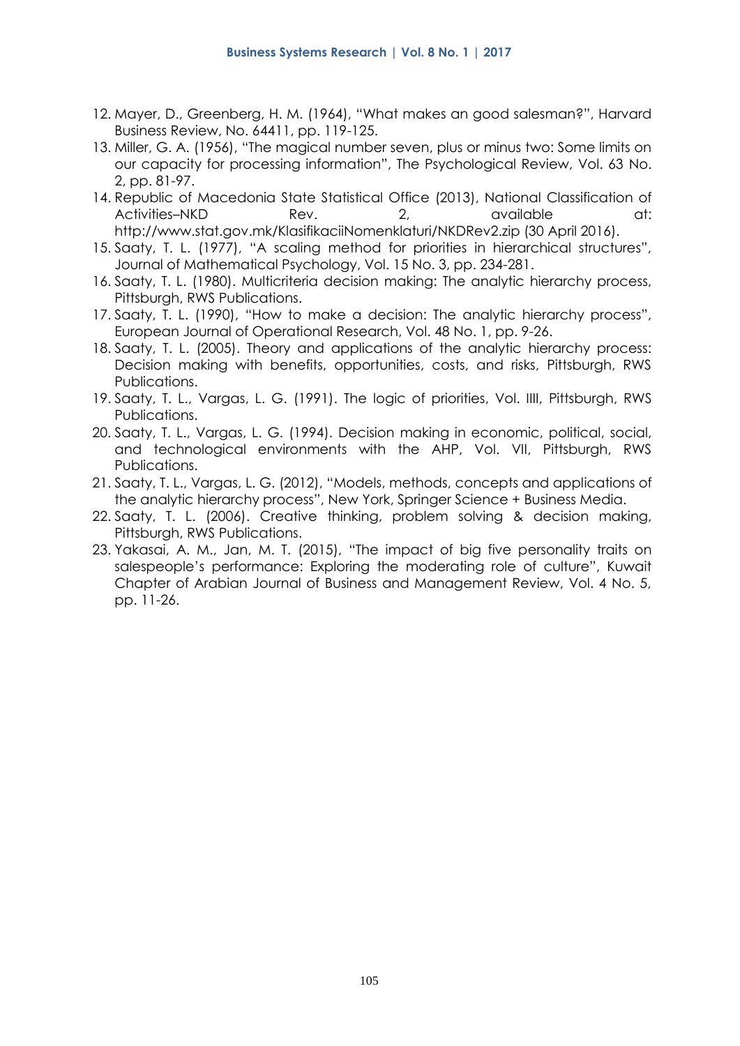12. Mayer, D., Greenberg, H. M. (1964), "What makes an good salesman?", Harvard Business Review, No. 64411, pp. 119-125.
13. Miller, G. A. (1956), "The magical number seven, plus or minus two: Some limits on our capacity for processing information", The Psychological Review, Vol. 63 No. 2, pp. 81-97.
14. Republic of Macedonia State Statistical Office (2013), National Classification of Activities–NKD Rev. 2, available at: http://www.stat.gov.mk/KlasifikaciiNomenklaturi/NKDRev2.zip (30 April 2016).
15. Saaty, T. L. (1977), "A scaling method for priorities in hierarchical structures", Journal of Mathematical Psychology, Vol. 15 No. 3, pp. 234-281.
16. Saaty, T. L. (1980). Multicriteria decision making: The analytic hierarchy process, Pittsburgh, RWS Publications.
17. Saaty, T. L. (1990), "How to make a decision: The analytic hierarchy process", European Journal of Operational Research, Vol. 48 No. 1, pp. 9-26.
18. Saaty, T. L. (2005). Theory and applications of the analytic hierarchy process: Decision making with benefits, opportunities, costs, and risks, Pittsburgh, RWS Publications.
19. Saaty, T. L., Vargas, L. G. (1991). The logic of priorities, Vol. IIII, Pittsburgh, RWS Publications.
20. Saaty, T. L., Vargas, L. G. (1994). Decision making in economic, political, social, and technological environments with the AHP, Vol. VII, Pittsburgh, RWS Publications.
21. Saaty, T. L., Vargas, L. G. (2012), "Models, methods, concepts and applications of the analytic hierarchy process", New York, Springer Science + Business Media.
22. Saaty, T. L. (2006). Creative thinking, problem solving & decision making, Pittsburgh, RWS Publications.
23. Yakasai, A. M., Jan, M. T. (2015), "The impact of big five personality traits on salespeople's performance: Exploring the moderating role of culture", Kuwait Chapter of Arabian Journal of Business and Management Review, Vol. 4 No. 5, pp. 11-26.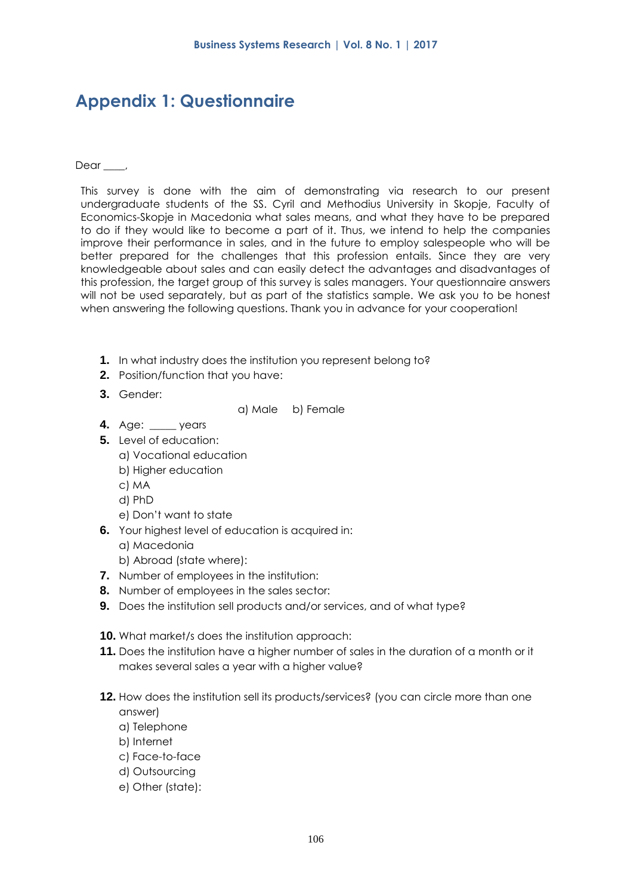## Appendix 1: Questionnaire

Dear ____,

This survey is done with the aim of demonstrating via research to our present undergraduate students of the SS. Cyril and Methodius University in Skopje, Faculty of Economics-Skopje in Macedonia what sales means, and what they have to be prepared to do if they would like to become a part of it. Thus, we intend to help the companies improve their performance in sales, and in the future to employ salespeople who will be better prepared for the challenges that this profession entails. Since they are very knowledgeable about sales and can easily detect the advantages and disadvantages of this profession, the target group of this survey is sales managers. Your questionnaire answers will not be used separately, but as part of the statistics sample. We ask you to be honest when answering the following questions. Thank you in advance for your cooperation!

1. In what industry does the institution you represent belong to?
2. Position/function that you have:
3. Gender:

   a) Male  b) Female
4. Age: _____ years
5. Level of education:
   a) Vocational education
   b) Higher education
   c) MA
   d) PhD
   e) Don't want to state
6. Your highest level of education is acquired in:
   a) Macedonia
   b) Abroad (state where):
7. Number of employees in the institution:
8. Number of employees in the sales sector:
9. Does the institution sell products and/or services, and of what type?
10. What market/s does the institution approach:
11. Does the institution have a higher number of sales in the duration of a month or it makes several sales a year with a higher value?
12. How does the institution sell its products/services? (you can circle more than one answer)
    a) Telephone
    b) Internet
    c) Face-to-face
    d) Outsourcing
    e) Other (state):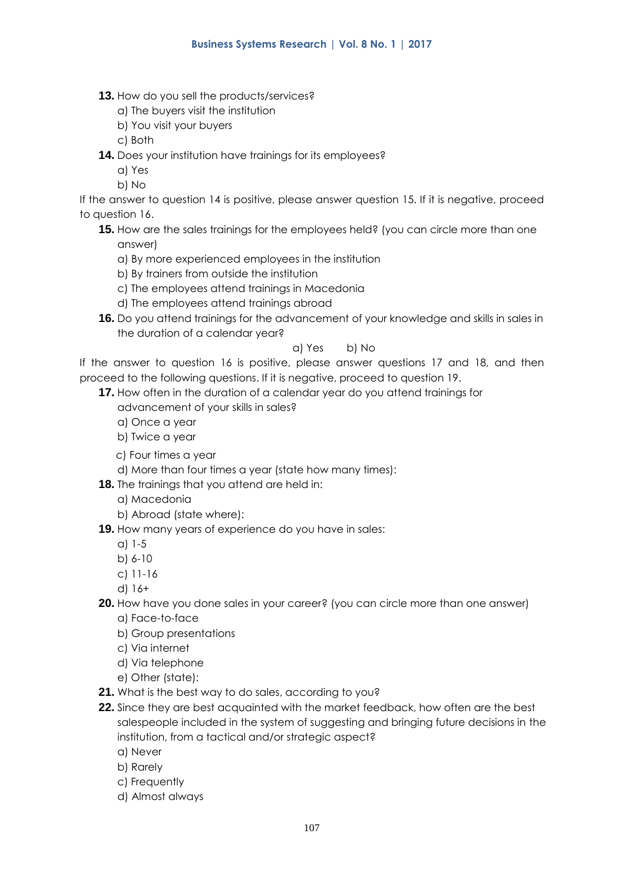**13.** How do you sell the products/services?

a) The buyers visit the institution

b) You visit your buyers

c) Both

**14.** Does your institution have trainings for its employees?

a) Yes

b) No

If the answer to question 14 is positive, please answer question 15. If it is negative, proceed to question 16.

**15.** How are the sales trainings for the employees held? (you can circle more than one answer)

a) By more experienced employees in the institution

b) By trainers from outside the institution

c) The employees attend trainings in Macedonia

d) The employees attend trainings abroad

**16.** Do you attend trainings for the advancement of your knowledge and skills in sales in the duration of a calendar year?

a) Yes b) No

If the answer to question 16 is positive, please answer questions 17 and 18, and then proceed to the following questions. If it is negative, proceed to question 19.

**17.** How often in the duration of a calendar year do you attend trainings for advancement of your skills in sales?

a) Once a year

b) Twice a year

c) Four times a year

d) More than four times a year (state how many times):

**18.** The trainings that you attend are held in:

a) Macedonia

b) Abroad (state where):

**19.** How many years of experience do you have in sales:

a) 1-5

b) 6-10

c) 11-16

d) 16+

**20.** How have you done sales in your career? (you can circle more than one answer)

a) Face-to-face

b) Group presentations

c) Via internet

d) Via telephone

e) Other (state):

**21.** What is the best way to do sales, according to you?

**22.** Since they are best acquainted with the market feedback, how often are the best salespeople included in the system of suggesting and bringing future decisions in the institution, from a tactical and/or strategic aspect?

a) Never

b) Rarely

c) Frequently

d) Almost always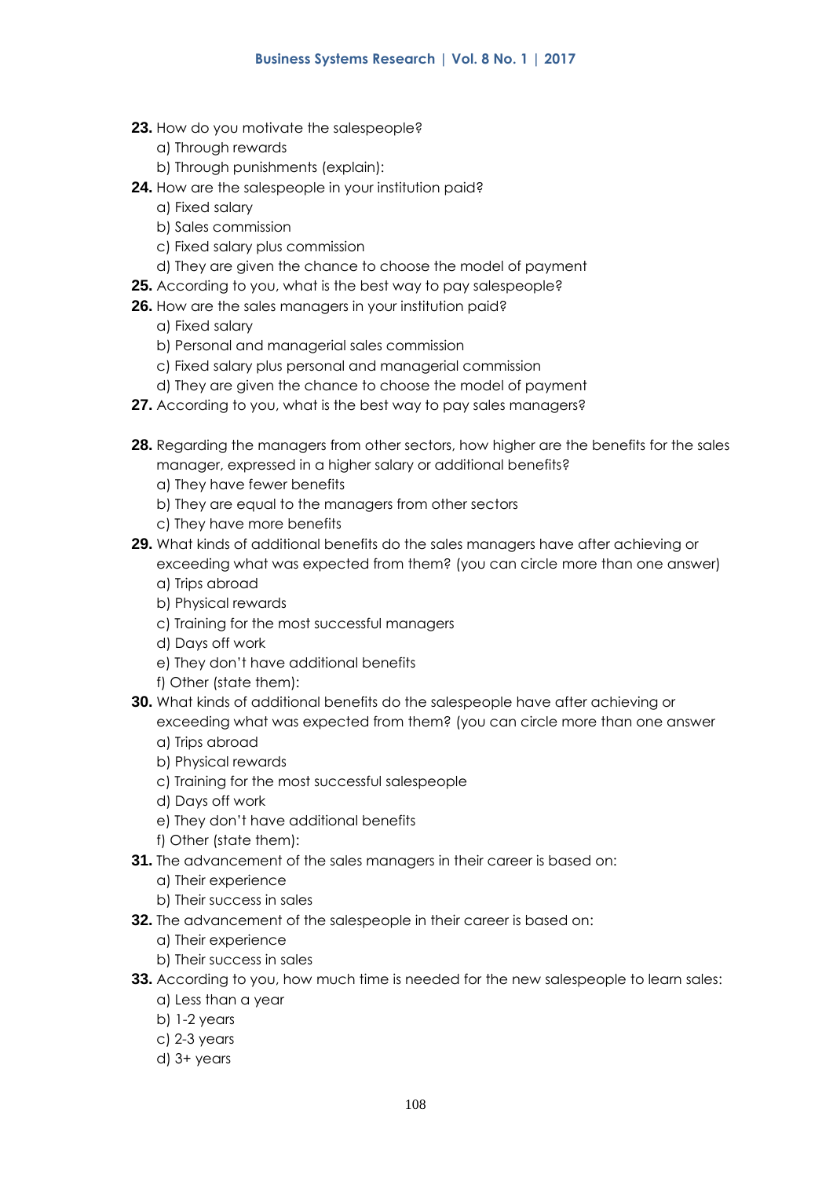**23.** How do you motivate the salespeople?

a) Through rewards

b) Through punishments (explain):

**24.** How are the salespeople in your institution paid?

a) Fixed salary

b) Sales commission

c) Fixed salary plus commission

d) They are given the chance to choose the model of payment

**25.** According to you, what is the best way to pay salespeople?

**26.** How are the sales managers in your institution paid?

a) Fixed salary

b) Personal and managerial sales commission

c) Fixed salary plus personal and managerial commission

d) They are given the chance to choose the model of payment

**27.** According to you, what is the best way to pay sales managers?

**28.** Regarding the managers from other sectors, how higher are the benefits for the sales manager, expressed in a higher salary or additional benefits?

a) They have fewer benefits

b) They are equal to the managers from other sectors

c) They have more benefits

**29.** What kinds of additional benefits do the sales managers have after achieving or exceeding what was expected from them? (you can circle more than one answer)

a) Trips abroad

b) Physical rewards

c) Training for the most successful managers

d) Days off work

e) They don't have additional benefits

f) Other (state them):

**30.** What kinds of additional benefits do the salespeople have after achieving or exceeding what was expected from them? (you can circle more than one answer

a) Trips abroad

b) Physical rewards

c) Training for the most successful salespeople

d) Days off work

e) They don't have additional benefits

f) Other (state them):

**31.** The advancement of the sales managers in their career is based on:

a) Their experience

b) Their success in sales

**32.** The advancement of the salespeople in their career is based on:

a) Their experience

b) Their success in sales

**33.** According to you, how much time is needed for the new salespeople to learn sales:

a) Less than a year

b) 1-2 years

c) 2-3 years

d) 3+ years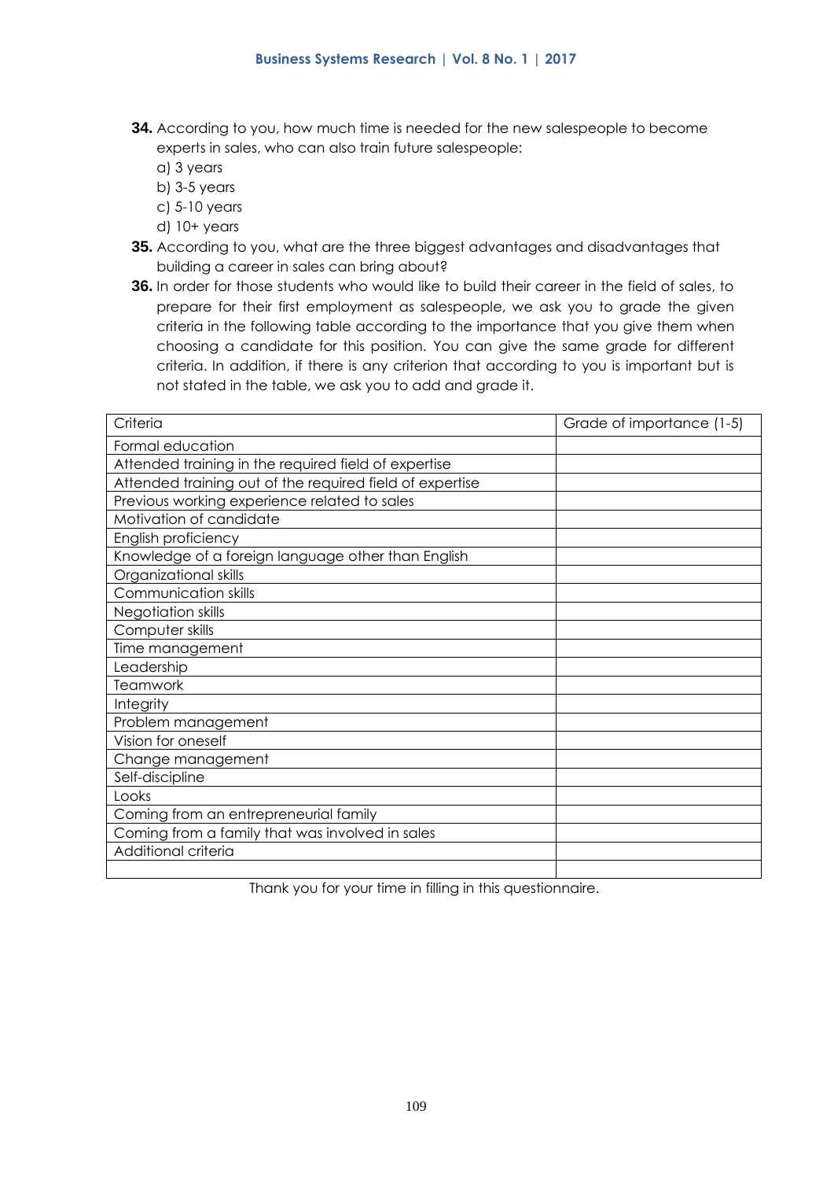**34.** According to you, how much time is needed for the new salespeople to become experts in sales, who can also train future salespeople:

a) 3 years

b) 3-5 years

c) 5-10 years

d) 10+ years

**35.** According to you, what are the three biggest advantages and disadvantages that building a career in sales can bring about?

**36.** In order for those students who would like to build their career in the field of sales, to prepare for their first employment as salespeople, we ask you to grade the given criteria in the following table according to the importance that you give them when choosing a candidate for this position. You can give the same grade for different criteria. In addition, if there is any criterion that according to you is important but is not stated in the table, we ask you to add and grade it.

| Criteria | Grade of importance (1-5) |
| --- | --- |
| Formal education | |
| Attended training in the required field of expertise | |
| Attended training out of the required field of expertise | |
| Previous working experience related to sales | |
| Motivation of candidate | |
| English proficiency | |
| Knowledge of a foreign language other than English | |
| Organizational skills | |
| Communication skills | |
| Negotiation skills | |
| Computer skills | |
| Time management | |
| Leadership | |
| Teamwork | |
| Integrity | |
| Problem management | |
| Vision for oneself | |
| Change management | |
| Self-discipline | |
| Looks | |
| Coming from an entrepreneurial family | |
| Coming from a family that was involved in sales | |
| Additional criteria | |
| | |

Thank you for your time in filling in this questionnaire.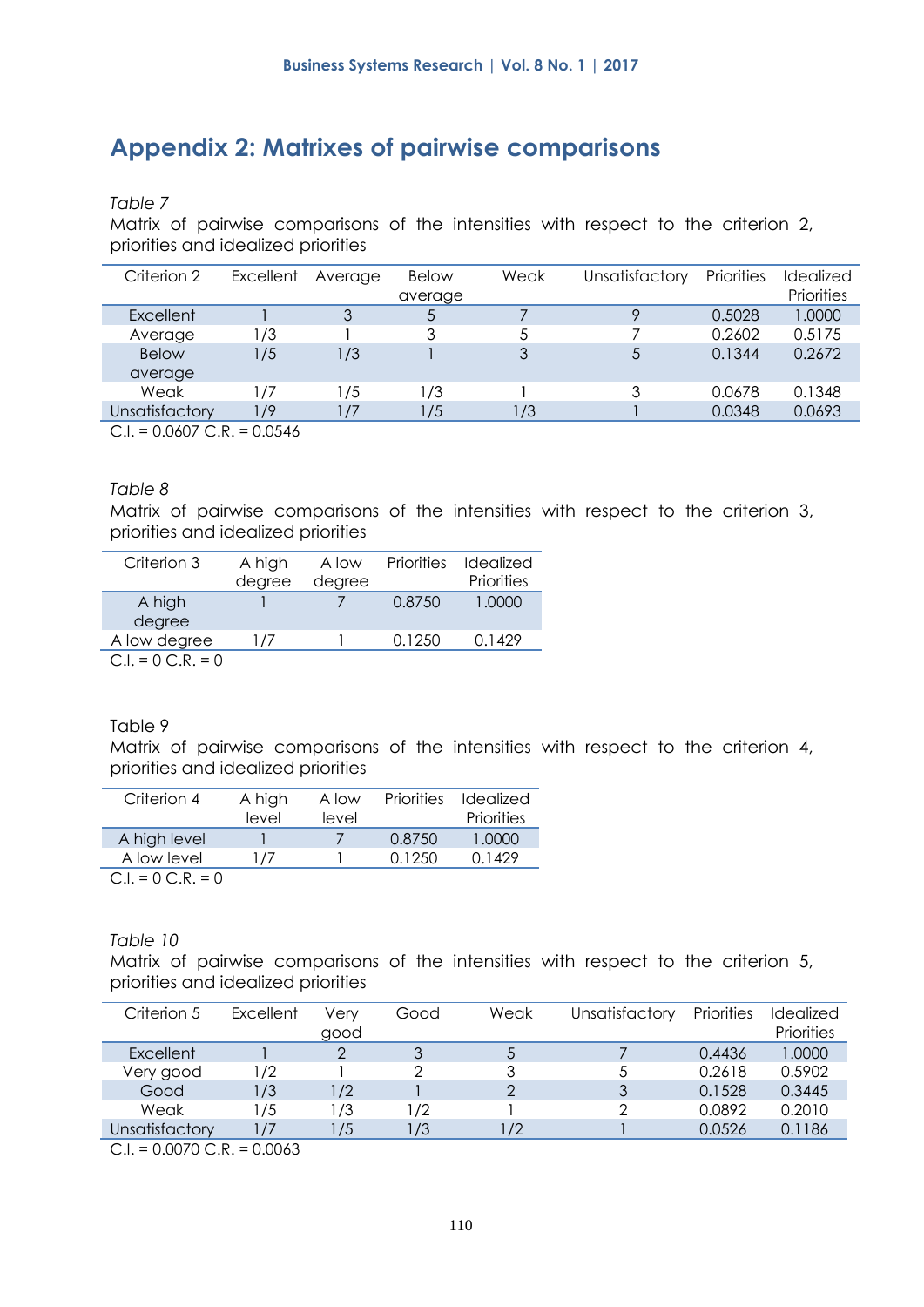## Appendix 2: Matrixes of pairwise comparisons

*Table 7*

Matrix of pairwise comparisons of the intensities with respect to the criterion 2, priorities and idealized priorities

| Criterion 2 | Excellent | Average | Below average | Weak | Unsatisfactory | Priorities | Idealized Priorities |
|---|---|---|---|---|---|---|---|
| Excellent | 1 | 3 | 5 | 7 | 9 | 0.5028 | 1.0000 |
| Average | 1/3 | 1 | 3 | 5 | 7 | 0.2602 | 0.5175 |
| Below average | 1/5 | 1/3 | 1 | 3 | 5 | 0.1344 | 0.2672 |
| Weak | 1/7 | 1/5 | 1/3 | 1 | 3 | 0.0678 | 0.1348 |
| Unsatisfactory | 1/9 | 1/7 | 1/5 | 1/3 | 1 | 0.0348 | 0.0693 |

C.I. = 0.0607 C.R. = 0.0546

*Table 8*

Matrix of pairwise comparisons of the intensities with respect to the criterion 3, priorities and idealized priorities

| Criterion 3 | A high degree | A low degree | Priorities | Idealized Priorities |
|---|---|---|---|---|
| A high degree | 1 | 7 | 0.8750 | 1.0000 |
| A low degree | 1/7 | 1 | 0.1250 | 0.1429 |

C.I. = 0 C.R. = 0

Table 9

Matrix of pairwise comparisons of the intensities with respect to the criterion 4, priorities and idealized priorities

| Criterion 4 | A high level | A low level | Priorities | Idealized Priorities |
|---|---|---|---|---|
| A high level | 1 | 7 | 0.8750 | 1.0000 |
| A low level | 1/7 | 1 | 0.1250 | 0.1429 |

C.I. = 0 C.R. = 0

*Table 10*

Matrix of pairwise comparisons of the intensities with respect to the criterion 5, priorities and idealized priorities

| Criterion 5 | Excellent | Very good | Good | Weak | Unsatisfactory | Priorities | Idealized Priorities |
|---|---|---|---|---|---|---|---|
| Excellent | 1 | 2 | 3 | 5 | 7 | 0.4436 | 1.0000 |
| Very good | 1/2 | 1 | 2 | 3 | 5 | 0.2618 | 0.5902 |
| Good | 1/3 | 1/2 | 1 | 2 | 3 | 0.1528 | 0.3445 |
| Weak | 1/5 | 1/3 | 1/2 | 1 | 2 | 0.0892 | 0.2010 |
| Unsatisfactory | 1/7 | 1/5 | 1/3 | 1/2 | 1 | 0.0526 | 0.1186 |

C.I. = 0.0070 C.R. = 0.0063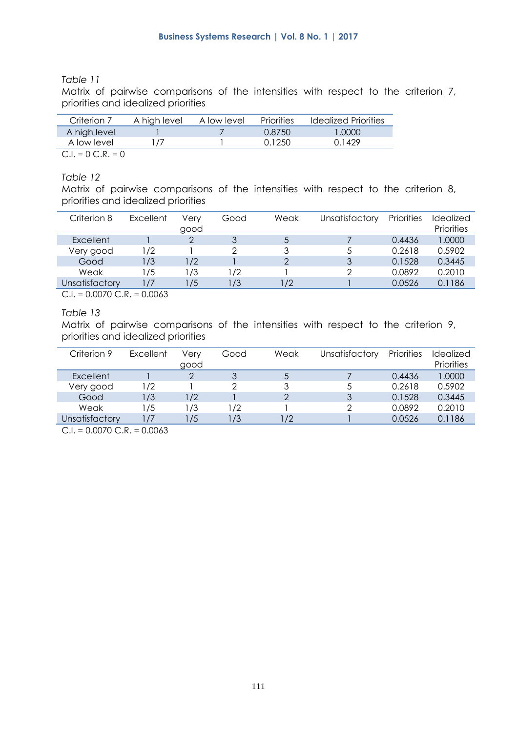*Table 11*

Matrix of pairwise comparisons of the intensities with respect to the criterion 7, priorities and idealized priorities

| Criterion 7 | A high level | A low level | Priorities | Idealized Priorities |
|---|---|---|---|---|
| A high level | 1 | 7 | 0.8750 | 1.0000 |
| A low level | 1/7 | 1 | 0.1250 | 0.1429 |

C.I. = 0 C.R. = 0

*Table 12*

Matrix of pairwise comparisons of the intensities with respect to the criterion 8, priorities and idealized priorities

| Criterion 8 | Excellent | Very good | Good | Weak | Unsatisfactory | Priorities | Idealized Priorities |
|---|---|---|---|---|---|---|---|
| Excellent | 1 | 2 | 3 | 5 | 7 | 0.4436 | 1.0000 |
| Very good | 1/2 | 1 | 2 | 3 | 5 | 0.2618 | 0.5902 |
| Good | 1/3 | 1/2 | 1 | 2 | 3 | 0.1528 | 0.3445 |
| Weak | 1/5 | 1/3 | 1/2 | 1 | 2 | 0.0892 | 0.2010 |
| Unsatisfactory | 1/7 | 1/5 | 1/3 | 1/2 | 1 | 0.0526 | 0.1186 |

C.I. = 0.0070 C.R. = 0.0063

*Table 13*

Matrix of pairwise comparisons of the intensities with respect to the criterion 9, priorities and idealized priorities

| Criterion 9 | Excellent | Very good | Good | Weak | Unsatisfactory | Priorities | Idealized Priorities |
|---|---|---|---|---|---|---|---|
| Excellent | 1 | 2 | 3 | 5 | 7 | 0.4436 | 1.0000 |
| Very good | 1/2 | 1 | 2 | 3 | 5 | 0.2618 | 0.5902 |
| Good | 1/3 | 1/2 | 1 | 2 | 3 | 0.1528 | 0.3445 |
| Weak | 1/5 | 1/3 | 1/2 | 1 | 2 | 0.0892 | 0.2010 |
| Unsatisfactory | 1/7 | 1/5 | 1/3 | 1/2 | 1 | 0.0526 | 0.1186 |

C.I. = 0.0070 C.R. = 0.0063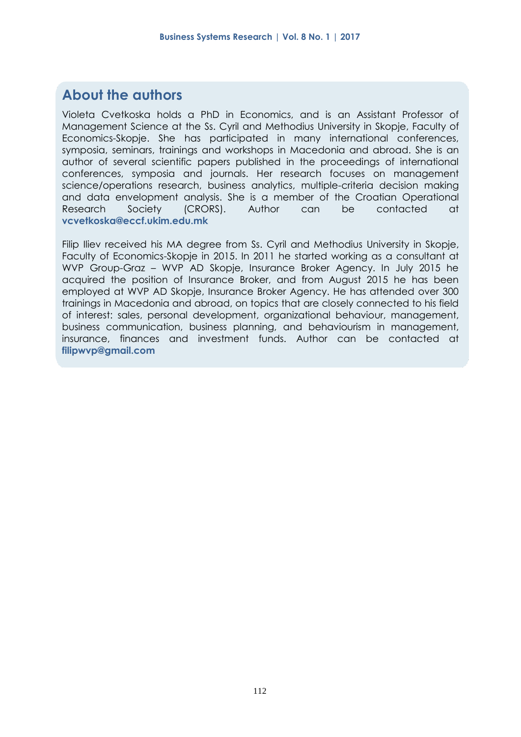## About the authors

Violeta Cvetkoska holds a PhD in Economics, and is an Assistant Professor of Management Science at the Ss. Cyril and Methodius University in Skopje, Faculty of Economics-Skopje. She has participated in many international conferences, symposia, seminars, trainings and workshops in Macedonia and abroad. She is an author of several scientific papers published in the proceedings of international conferences, symposia and journals. Her research focuses on management science/operations research, business analytics, multiple-criteria decision making and data envelopment analysis. She is a member of the Croatian Operational Research Society (CRORS). Author can be contacted at **vcvetkoska@eccf.ukim.edu.mk**

Filip Iliev received his MA degree from Ss. Cyril and Methodius University in Skopje, Faculty of Economics-Skopje in 2015. In 2011 he started working as a consultant at WVP Group-Graz – WVP AD Skopje, Insurance Broker Agency. In July 2015 he acquired the position of Insurance Broker, and from August 2015 he has been employed at WVP AD Skopje, Insurance Broker Agency. He has attended over 300 trainings in Macedonia and abroad, on topics that are closely connected to his field of interest: sales, personal development, organizational behaviour, management, business communication, business planning, and behaviourism in management, insurance, finances and investment funds. Author can be contacted at **filipwvp@gmail.com**